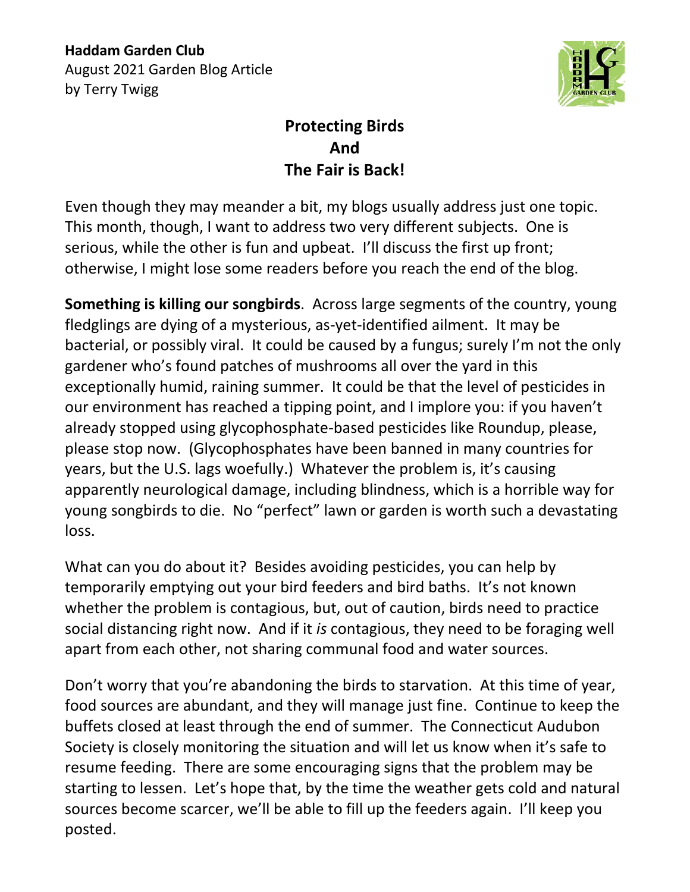**Haddam Garden Club**
August 2021 Garden Blog Article
by Terry Twigg

# Protecting Birds And The Fair is Back!

Even though they may meander a bit, my blogs usually address just one topic. This month, though, I want to address two very different subjects. One is serious, while the other is fun and upbeat. I'll discuss the first up front; otherwise, I might lose some readers before you reach the end of the blog.

**Something is killing our songbirds**. Across large segments of the country, young fledglings are dying of a mysterious, as-yet-identified ailment. It may be bacterial, or possibly viral. It could be caused by a fungus; surely I'm not the only gardener who's found patches of mushrooms all over the yard in this exceptionally humid, raining summer. It could be that the level of pesticides in our environment has reached a tipping point, and I implore you: if you haven't already stopped using glycophosphate-based pesticides like Roundup, please, please stop now. (Glycophosphates have been banned in many countries for years, but the U.S. lags woefully.) Whatever the problem is, it's causing apparently neurological damage, including blindness, which is a horrible way for young songbirds to die. No "perfect" lawn or garden is worth such a devastating loss.

What can you do about it? Besides avoiding pesticides, you can help by temporarily emptying out your bird feeders and bird baths. It's not known whether the problem is contagious, but, out of caution, birds need to practice social distancing right now. And if it *is* contagious, they need to be foraging well apart from each other, not sharing communal food and water sources.

Don't worry that you're abandoning the birds to starvation. At this time of year, food sources are abundant, and they will manage just fine. Continue to keep the buffets closed at least through the end of summer. The Connecticut Audubon Society is closely monitoring the situation and will let us know when it's safe to resume feeding. There are some encouraging signs that the problem may be starting to lessen. Let's hope that, by the time the weather gets cold and natural sources become scarcer, we'll be able to fill up the feeders again. I'll keep you posted.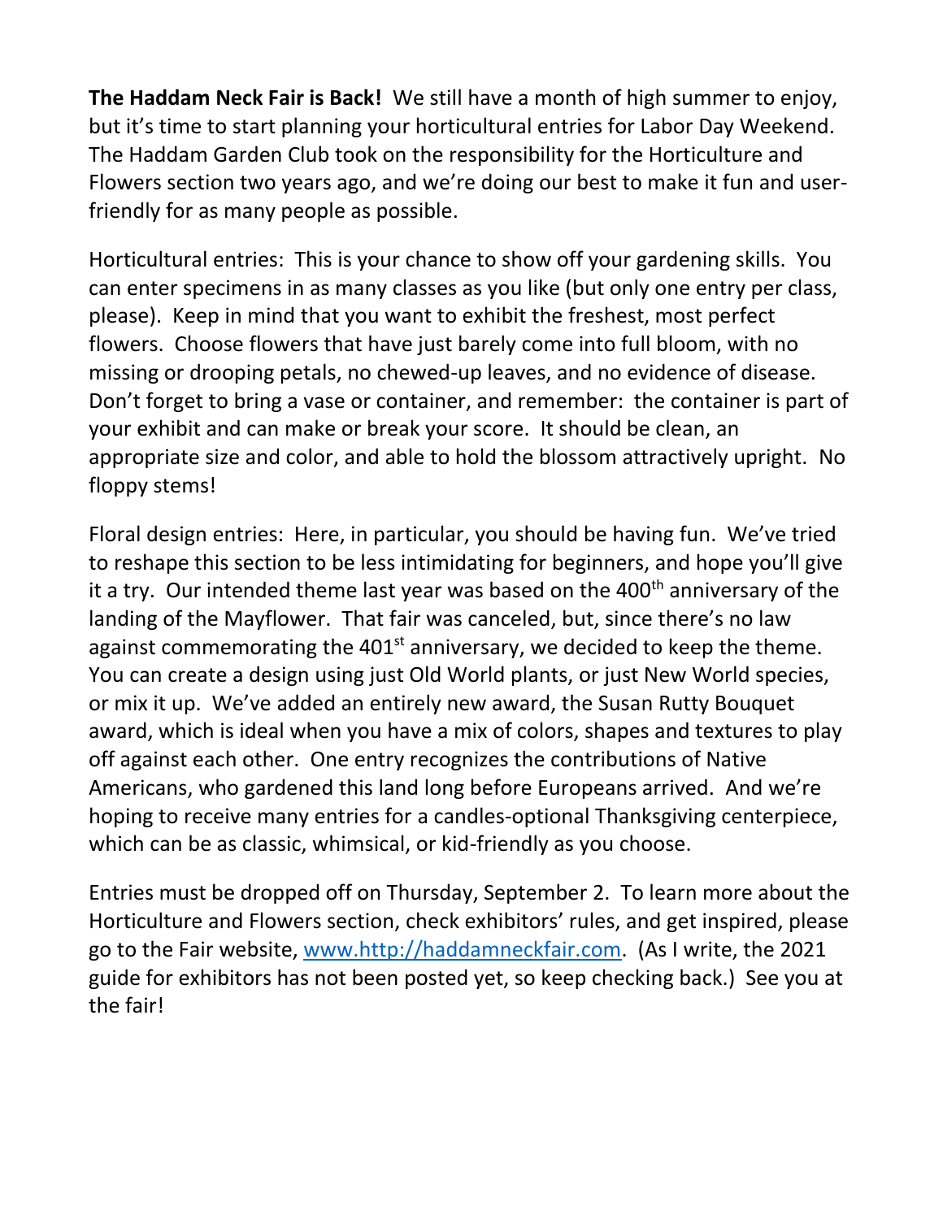**The Haddam Neck Fair is Back!** We still have a month of high summer to enjoy, but it's time to start planning your horticultural entries for Labor Day Weekend. The Haddam Garden Club took on the responsibility for the Horticulture and Flowers section two years ago, and we're doing our best to make it fun and user-friendly for as many people as possible.

Horticultural entries: This is your chance to show off your gardening skills. You can enter specimens in as many classes as you like (but only one entry per class, please). Keep in mind that you want to exhibit the freshest, most perfect flowers. Choose flowers that have just barely come into full bloom, with no missing or drooping petals, no chewed-up leaves, and no evidence of disease. Don't forget to bring a vase or container, and remember: the container is part of your exhibit and can make or break your score. It should be clean, an appropriate size and color, and able to hold the blossom attractively upright. No floppy stems!

Floral design entries: Here, in particular, you should be having fun. We've tried to reshape this section to be less intimidating for beginners, and hope you'll give it a try. Our intended theme last year was based on the 400th anniversary of the landing of the Mayflower. That fair was canceled, but, since there's no law against commemorating the 401st anniversary, we decided to keep the theme. You can create a design using just Old World plants, or just New World species, or mix it up. We've added an entirely new award, the Susan Rutty Bouquet award, which is ideal when you have a mix of colors, shapes and textures to play off against each other. One entry recognizes the contributions of Native Americans, who gardened this land long before Europeans arrived. And we're hoping to receive many entries for a candles-optional Thanksgiving centerpiece, which can be as classic, whimsical, or kid-friendly as you choose.

Entries must be dropped off on Thursday, September 2. To learn more about the Horticulture and Flowers section, check exhibitors' rules, and get inspired, please go to the Fair website, [www.http://haddamneckfair.com](www.http://haddamneckfair.com). (As I write, the 2021 guide for exhibitors has not been posted yet, so keep checking back.) See you at the fair!